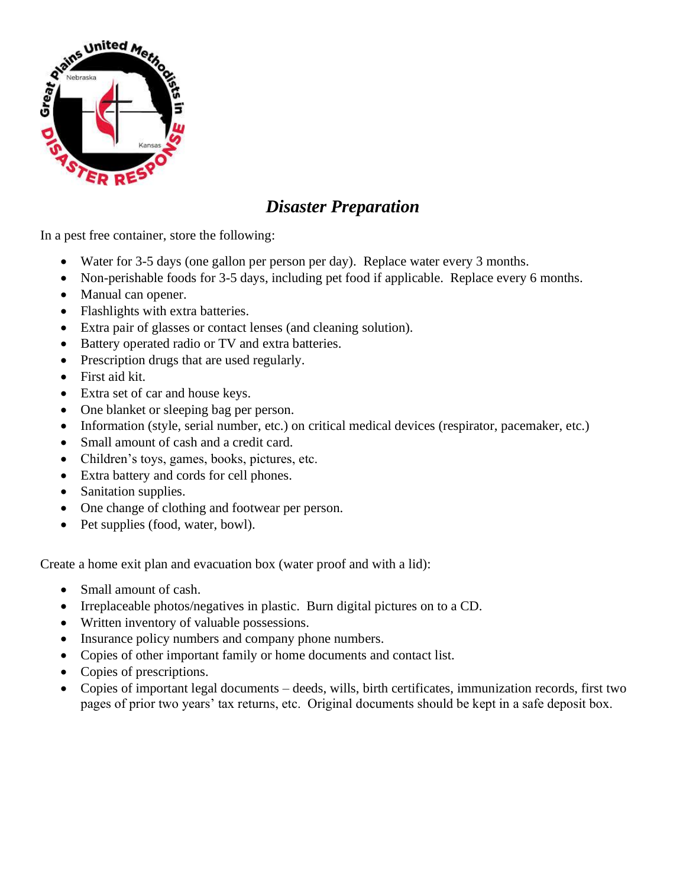# ***Disaster Preparation***

In a pest free container, store the following:

- Water for 3-5 days (one gallon per person per day). Replace water every 3 months.
- Non-perishable foods for 3-5 days, including pet food if applicable. Replace every 6 months.
- Manual can opener.
- Flashlights with extra batteries.
- Extra pair of glasses or contact lenses (and cleaning solution).
- Battery operated radio or TV and extra batteries.
- Prescription drugs that are used regularly.
- First aid kit.
- Extra set of car and house keys.
- One blanket or sleeping bag per person.
- Information (style, serial number, etc.) on critical medical devices (respirator, pacemaker, etc.)
- Small amount of cash and a credit card.
- Children's toys, games, books, pictures, etc.
- Extra battery and cords for cell phones.
- Sanitation supplies.
- One change of clothing and footwear per person.
- Pet supplies (food, water, bowl).

Create a home exit plan and evacuation box (water proof and with a lid):

- Small amount of cash.
- Irreplaceable photos/negatives in plastic. Burn digital pictures on to a CD.
- Written inventory of valuable possessions.
- Insurance policy numbers and company phone numbers.
- Copies of other important family or home documents and contact list.
- Copies of prescriptions.
- Copies of important legal documents – deeds, wills, birth certificates, immunization records, first two pages of prior two years' tax returns, etc. Original documents should be kept in a safe deposit box.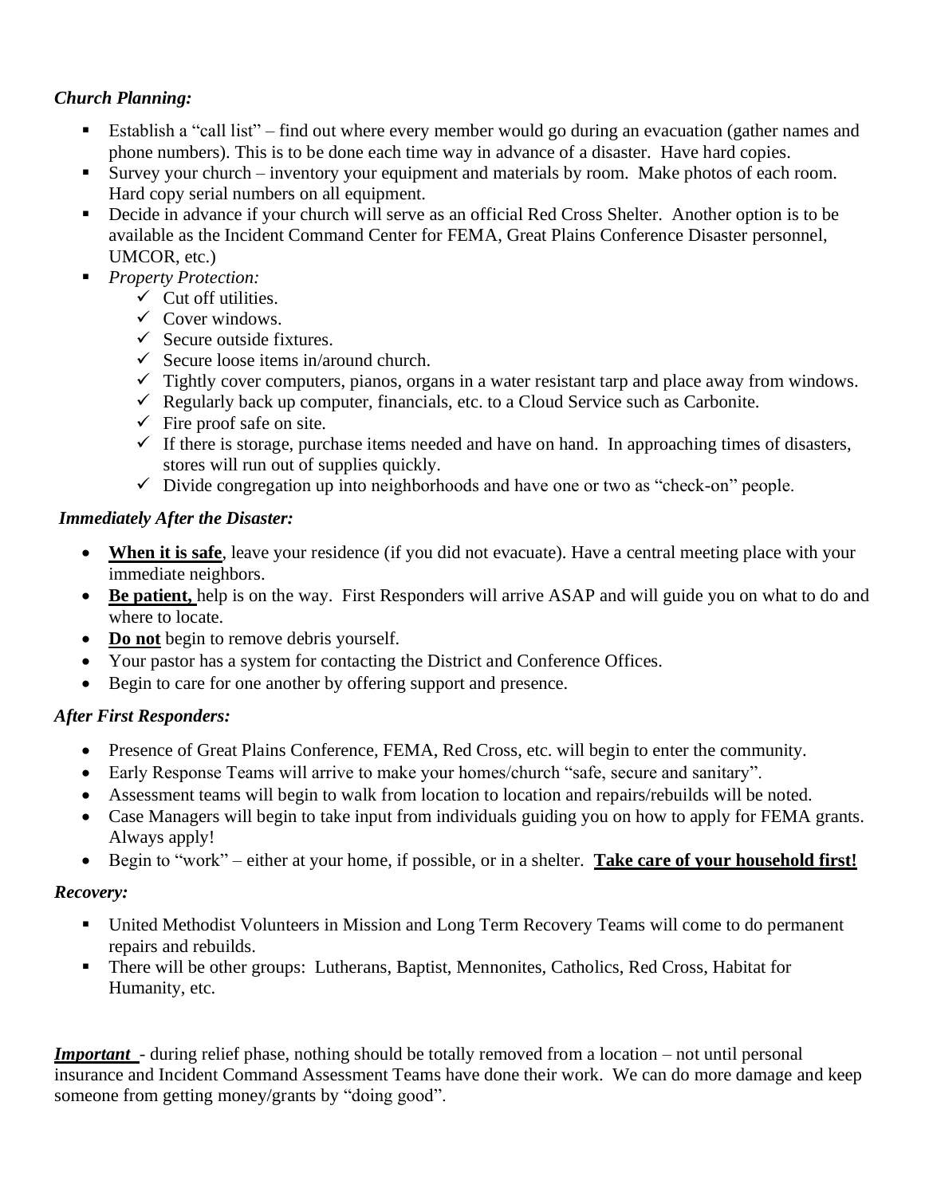*Church Planning:*

- Establish a "call list" – find out where every member would go during an evacuation (gather names and phone numbers). This is to be done each time way in advance of a disaster. Have hard copies.
- Survey your church – inventory your equipment and materials by room. Make photos of each room. Hard copy serial numbers on all equipment.
- Decide in advance if your church will serve as an official Red Cross Shelter. Another option is to be available as the Incident Command Center for FEMA, Great Plains Conference Disaster personnel, UMCOR, etc.)
- *Property Protection:*
  - ✓ Cut off utilities.
  - ✓ Cover windows.
  - ✓ Secure outside fixtures.
  - ✓ Secure loose items in/around church.
  - ✓ Tightly cover computers, pianos, organs in a water resistant tarp and place away from windows.
  - ✓ Regularly back up computer, financials, etc. to a Cloud Service such as Carbonite.
  - ✓ Fire proof safe on site.
  - ✓ If there is storage, purchase items needed and have on hand. In approaching times of disasters, stores will run out of supplies quickly.
  - ✓ Divide congregation up into neighborhoods and have one or two as "check-on" people.

*Immediately After the Disaster:*

- **When it is safe**, leave your residence (if you did not evacuate). Have a central meeting place with your immediate neighbors.
- **Be patient,** help is on the way. First Responders will arrive ASAP and will guide you on what to do and where to locate.
- **Do not** begin to remove debris yourself.
- Your pastor has a system for contacting the District and Conference Offices.
- Begin to care for one another by offering support and presence.

*After First Responders:*

- Presence of Great Plains Conference, FEMA, Red Cross, etc. will begin to enter the community.
- Early Response Teams will arrive to make your homes/church "safe, secure and sanitary".
- Assessment teams will begin to walk from location to location and repairs/rebuilds will be noted.
- Case Managers will begin to take input from individuals guiding you on how to apply for FEMA grants. Always apply!
- Begin to "work" – either at your home, if possible, or in a shelter. **Take care of your household first!**

*Recovery:*

- United Methodist Volunteers in Mission and Long Term Recovery Teams will come to do permanent repairs and rebuilds.
- There will be other groups: Lutherans, Baptist, Mennonites, Catholics, Red Cross, Habitat for Humanity, etc.

***Important*** - during relief phase, nothing should be totally removed from a location – not until personal insurance and Incident Command Assessment Teams have done their work. We can do more damage and keep someone from getting money/grants by "doing good".